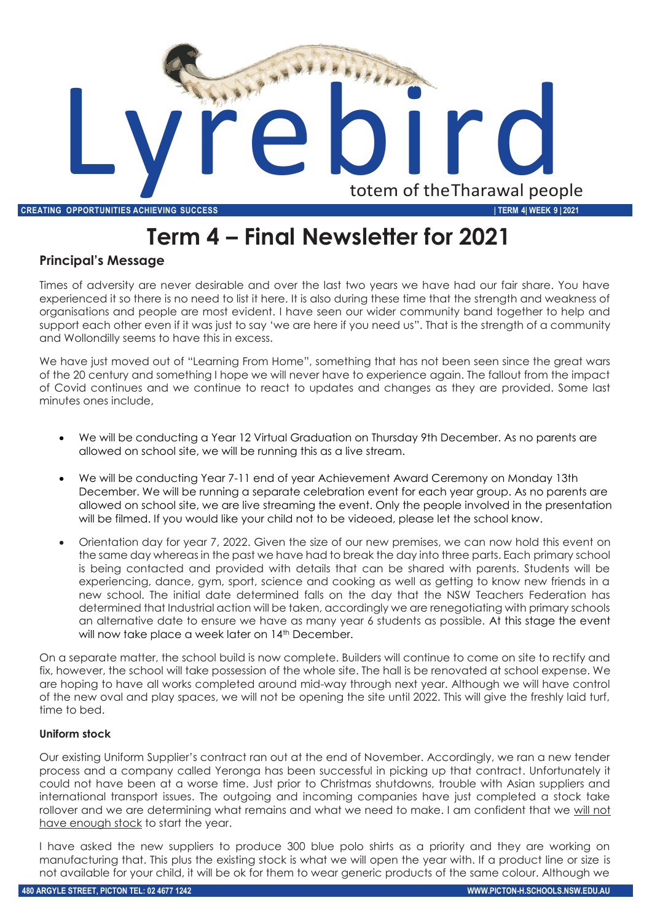# Lyrebird

totem of theTharawal people

**CREATING OPPORTUNITIES ACHIEVING SUCCESS** | **TERM 4| WEEK 9 | 2021**

# Term 4 – Final Newsletter for 2021

## Principal's Message

Times of adversity are never desirable and over the last two years we have had our fair share. You have experienced it so there is no need to list it here. It is also during these time that the strength and weakness of organisations and people are most evident. I have seen our wider community band together to help and support each other even if it was just to say 'we are here if you need us". That is the strength of a community and Wollondilly seems to have this in excess.

We have just moved out of "Learning From Home", something that has not been seen since the great wars of the 20 century and something I hope we will never have to experience again. The fallout from the impact of Covid continues and we continue to react to updates and changes as they are provided. Some last minutes ones include,

- We will be conducting a Year 12 Virtual Graduation on Thursday 9th December. As no parents are allowed on school site, we will be running this as a live stream.
- We will be conducting Year 7-11 end of year Achievement Award Ceremony on Monday 13th December. We will be running a separate celebration event for each year group. As no parents are allowed on school site, we are live streaming the event. Only the people involved in the presentation will be filmed. If you would like your child not to be videoed, please let the school know.
- Orientation day for year 7, 2022. Given the size of our new premises, we can now hold this event on the same day whereas in the past we have had to break the day into three parts. Each primary school is being contacted and provided with details that can be shared with parents. Students will be experiencing, dance, gym, sport, science and cooking as well as getting to know new friends in a new school. The initial date determined falls on the day that the NSW Teachers Federation has determined that Industrial action will be taken, accordingly we are renegotiating with primary schools an alternative date to ensure we have as many year 6 students as possible. At this stage the event will now take place a week later on 14th December.

On a separate matter, the school build is now complete. Builders will continue to come on site to rectify and fix, however, the school will take possession of the whole site. The hall is be renovated at school expense. We are hoping to have all works completed around mid-way through next year. Although we will have control of the new oval and play spaces, we will not be opening the site until 2022. This will give the freshly laid turf, time to bed.

#### Uniform stock

Our existing Uniform Supplier's contract ran out at the end of November. Accordingly, we ran a new tender process and a company called Yeronga has been successful in picking up that contract. Unfortunately it could not have been at a worse time. Just prior to Christmas shutdowns, trouble with Asian suppliers and international transport issues. The outgoing and incoming companies have just completed a stock take rollover and we are determining what remains and what we need to make. I am confident that we will not have enough stock to start the year.

I have asked the new suppliers to produce 300 blue polo shirts as a priority and they are working on manufacturing that. This plus the existing stock is what we will open the year with. If a product line or size is not available for your child, it will be ok for them to wear generic products of the same colour. Although we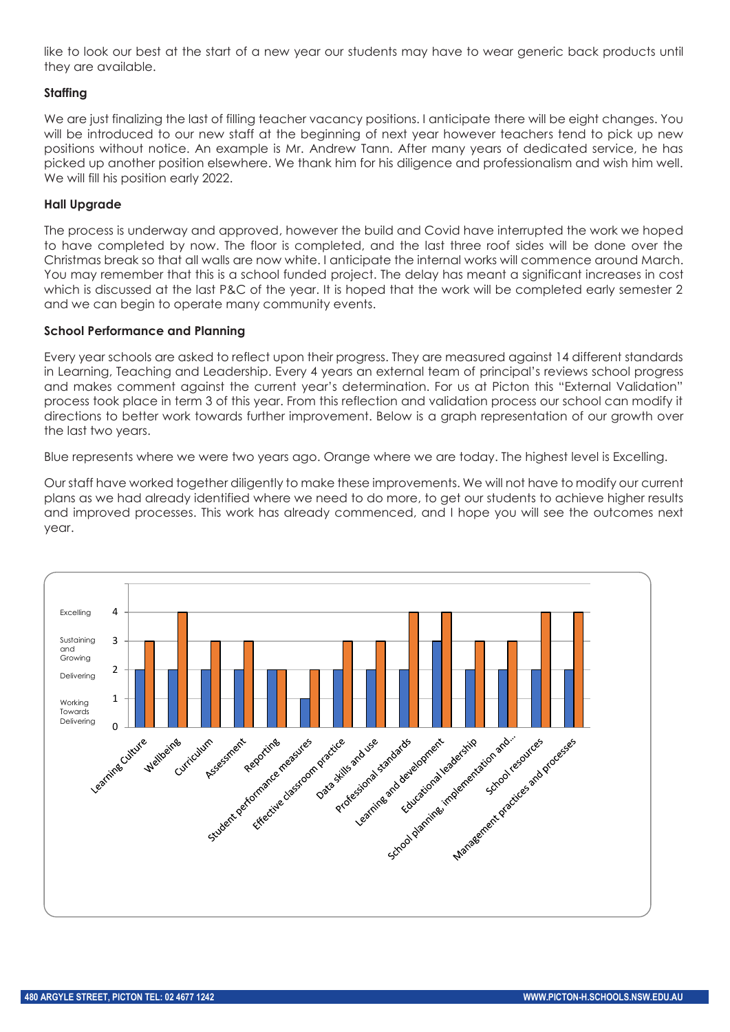like to look our best at the start of a new year our students may have to wear generic back products until they are available.

### Staffing

We are just finalizing the last of filling teacher vacancy positions. I anticipate there will be eight changes. You will be introduced to our new staff at the beginning of next year however teachers tend to pick up new positions without notice. An example is Mr. Andrew Tann. After many years of dedicated service, he has picked up another position elsewhere. We thank him for his diligence and professionalism and wish him well. We will fill his position early 2022.

### Hall Upgrade

The process is underway and approved, however the build and Covid have interrupted the work we hoped to have completed by now. The floor is completed, and the last three roof sides will be done over the Christmas break so that all walls are now white. I anticipate the internal works will commence around March. You may remember that this is a school funded project. The delay has meant a significant increases in cost which is discussed at the last P&C of the year. It is hoped that the work will be completed early semester 2 and we can begin to operate many community events.

### School Performance and Planning

Every year schools are asked to reflect upon their progress. They are measured against 14 different standards in Learning, Teaching and Leadership. Every 4 years an external team of principal's reviews school progress and makes comment against the current year's determination. For us at Picton this "External Validation" process took place in term 3 of this year. From this reflection and validation process our school can modify it directions to better work towards further improvement. Below is a graph representation of our growth over the last two years.

Blue represents where we were two years ago. Orange where we are today. The highest level is Excelling.

Our staff have worked together diligently to make these improvements. We will not have to modify our current plans as we had already identified where we need to do more, to get our students to achieve higher results and improved processes. This work has already commenced, and I hope you will see the outcomes next year.

Scale: 0 – Working Towards Delivering; 1; 2 – Delivering; 3 – Sustaining and Growing; 4 – Excelling

| Standard | Blue | Orange |
|---|---|---|
| Learning Culture | 2 | 3 |
| Wellbeing | 2 | 4 |
| Curriculum | 2 | 3 |
| Assessment | 2 | 3 |
| Reporting | 2 | 2 |
| Student performance measures | 1 | 2 |
| Effective classroom practice | 2 | 3 |
| Data skills and use | 2 | 3 |
| Professional standards | 2 | 4 |
| Learning and development | 3 | 4 |
| Educational leadership | 2 | 3 |
| School planning, implementation and... | 2 | 3 |
| School resources | 2 | 4 |
| Management practices and processes | 2 | 4 |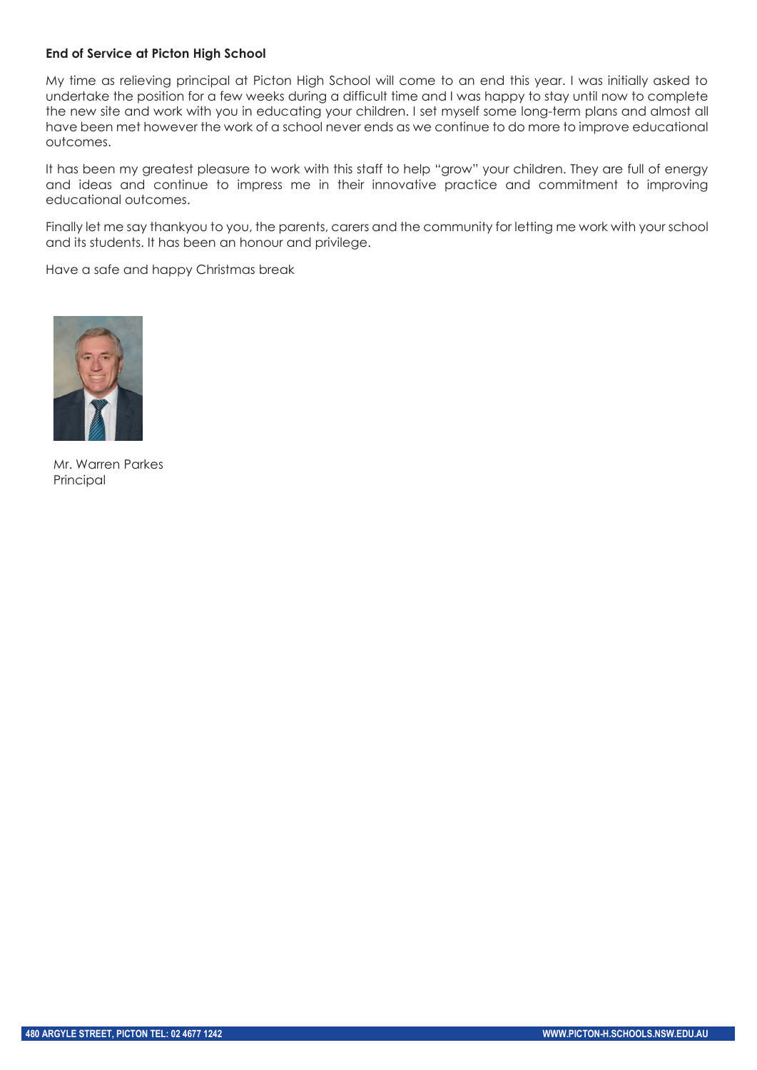**End of Service at Picton High School**

My time as relieving principal at Picton High School will come to an end this year. I was initially asked to undertake the position for a few weeks during a difficult time and I was happy to stay until now to complete the new site and work with you in educating your children. I set myself some long-term plans and almost all have been met however the work of a school never ends as we continue to do more to improve educational outcomes.

It has been my greatest pleasure to work with this staff to help "grow" your children. They are full of energy and ideas and continue to impress me in their innovative practice and commitment to improving educational outcomes.

Finally let me say thankyou to you, the parents, carers and the community for letting me work with your school and its students. It has been an honour and privilege.

Have a safe and happy Christmas break

Mr. Warren Parkes
Principal